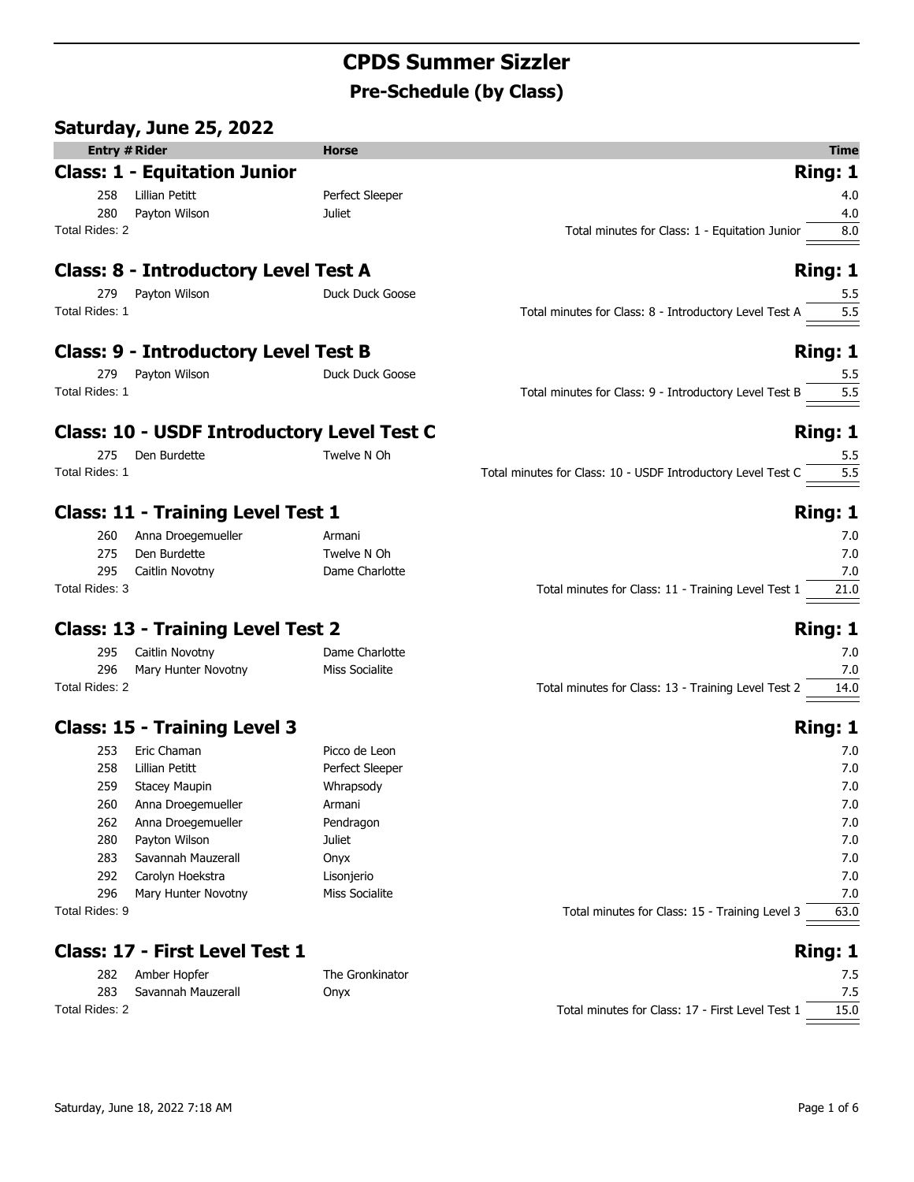# CPDS Summer Sizzler

## Pre-Schedule (by Class)

### Saturday, June 25, 2022

| Entry # | Rider | Horse | Time |
|---|---|---|---|

### Class: 1 - Equitation Junior — Ring: 1

| Entry # | Rider | Horse | Time |
|---|---|---|---|
| 258 | Lillian Petitt | Perfect Sleeper | 4.0 |
| 280 | Payton Wilson | Juliet | 4.0 |

Total Rides: 2 — Total minutes for Class: 1 - Equitation Junior: 8.0

### Class: 8 - Introductory Level Test A — Ring: 1

| Entry # | Rider | Horse | Time |
|---|---|---|---|
| 279 | Payton Wilson | Duck Duck Goose | 5.5 |

Total Rides: 1 — Total minutes for Class: 8 - Introductory Level Test A: 5.5

### Class: 9 - Introductory Level Test B — Ring: 1

| Entry # | Rider | Horse | Time |
|---|---|---|---|
| 279 | Payton Wilson | Duck Duck Goose | 5.5 |

Total Rides: 1 — Total minutes for Class: 9 - Introductory Level Test B: 5.5

### Class: 10 - USDF Introductory Level Test C — Ring: 1

| Entry # | Rider | Horse | Time |
|---|---|---|---|
| 275 | Den Burdette | Twelve N Oh | 5.5 |

Total Rides: 1 — Total minutes for Class: 10 - USDF Introductory Level Test C: 5.5

### Class: 11 - Training Level Test 1 — Ring: 1

| Entry # | Rider | Horse | Time |
|---|---|---|---|
| 260 | Anna Droegemueller | Armani | 7.0 |
| 275 | Den Burdette | Twelve N Oh | 7.0 |
| 295 | Caitlin Novotny | Dame Charlotte | 7.0 |

Total Rides: 3 — Total minutes for Class: 11 - Training Level Test 1: 21.0

### Class: 13 - Training Level Test 2 — Ring: 1

| Entry # | Rider | Horse | Time |
|---|---|---|---|
| 295 | Caitlin Novotny | Dame Charlotte | 7.0 |
| 296 | Mary Hunter Novotny | Miss Socialite | 7.0 |

Total Rides: 2 — Total minutes for Class: 13 - Training Level Test 2: 14.0

### Class: 15 - Training Level 3 — Ring: 1

| Entry # | Rider | Horse | Time |
|---|---|---|---|
| 253 | Eric Chaman | Picco de Leon | 7.0 |
| 258 | Lillian Petitt | Perfect Sleeper | 7.0 |
| 259 | Stacey Maupin | Whrapsody | 7.0 |
| 260 | Anna Droegemueller | Armani | 7.0 |
| 262 | Anna Droegemueller | Pendragon | 7.0 |
| 280 | Payton Wilson | Juliet | 7.0 |
| 283 | Savannah Mauzerall | Onyx | 7.0 |
| 292 | Carolyn Hoekstra | Lisonjerio | 7.0 |
| 296 | Mary Hunter Novotny | Miss Socialite | 7.0 |

Total Rides: 9 — Total minutes for Class: 15 - Training Level 3: 63.0

### Class: 17 - First Level Test 1 — Ring: 1

| Entry # | Rider | Horse | Time |
|---|---|---|---|
| 282 | Amber Hopfer | The Gronkinator | 7.5 |
| 283 | Savannah Mauzerall | Onyx | 7.5 |

Total Rides: 2 — Total minutes for Class: 17 - First Level Test 1: 15.0

Saturday, June 18, 2022 7:18 AM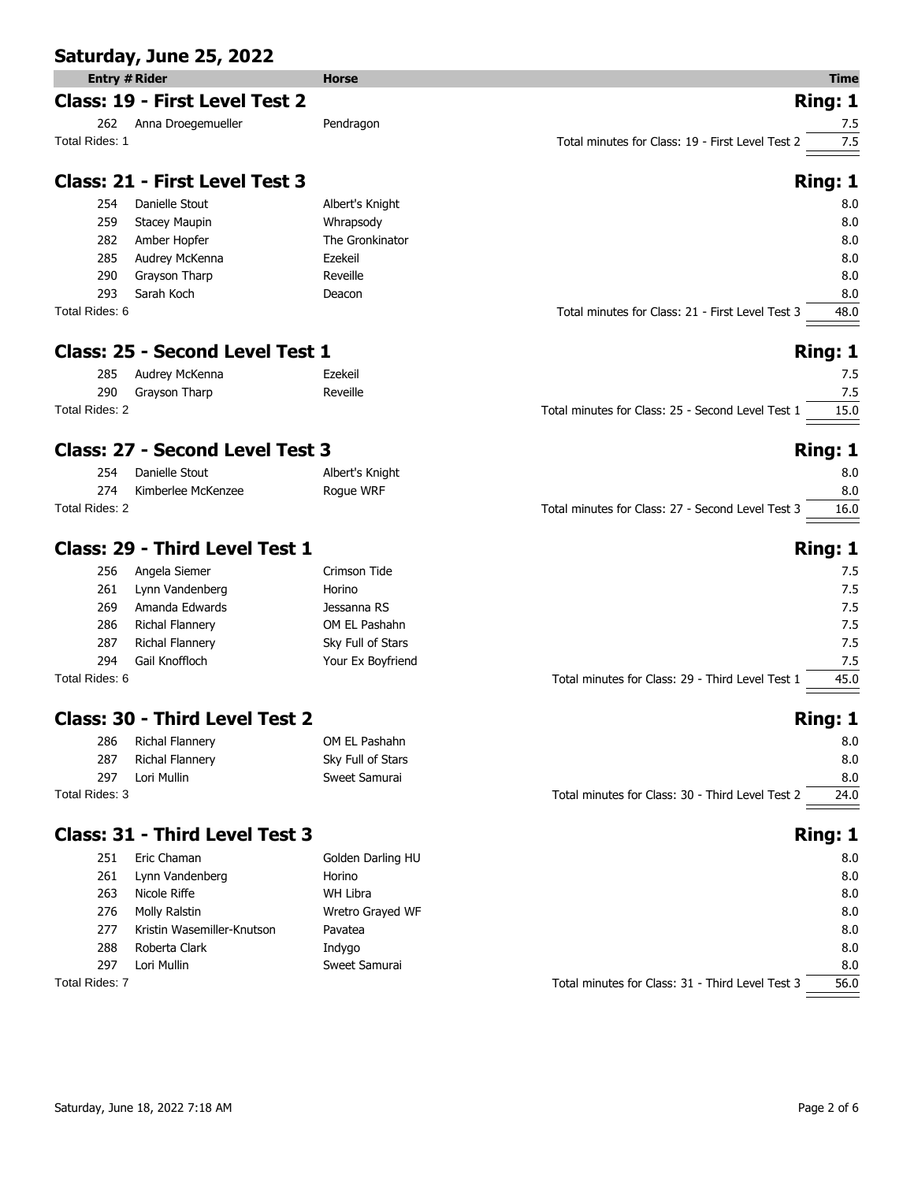## Saturday, June 25, 2022

| Entry # | Rider | Horse | Time |
|---|---|---|---|

### Class: 19 - First Level Test 2 — Ring: 1

| Entry # | Rider | Horse | Time |
|---|---|---|---|
| 262 | Anna Droegemueller | Pendragon | 7.5 |

Total Rides: 1 — Total minutes for Class: 19 - First Level Test 2: 7.5

### Class: 21 - First Level Test 3 — Ring: 1

| Entry # | Rider | Horse | Time |
|---|---|---|---|
| 254 | Danielle Stout | Albert's Knight | 8.0 |
| 259 | Stacey Maupin | Whrapsody | 8.0 |
| 282 | Amber Hopfer | The Gronkinator | 8.0 |
| 285 | Audrey McKenna | Ezekeil | 8.0 |
| 290 | Grayson Tharp | Reveille | 8.0 |
| 293 | Sarah Koch | Deacon | 8.0 |

Total Rides: 6 — Total minutes for Class: 21 - First Level Test 3: 48.0

### Class: 25 - Second Level Test 1 — Ring: 1

| Entry # | Rider | Horse | Time |
|---|---|---|---|
| 285 | Audrey McKenna | Ezekeil | 7.5 |
| 290 | Grayson Tharp | Reveille | 7.5 |

Total Rides: 2 — Total minutes for Class: 25 - Second Level Test 1: 15.0

### Class: 27 - Second Level Test 3 — Ring: 1

| Entry # | Rider | Horse | Time |
|---|---|---|---|
| 254 | Danielle Stout | Albert's Knight | 8.0 |
| 274 | Kimberlee McKenzee | Rogue WRF | 8.0 |

Total Rides: 2 — Total minutes for Class: 27 - Second Level Test 3: 16.0

### Class: 29 - Third Level Test 1 — Ring: 1

| Entry # | Rider | Horse | Time |
|---|---|---|---|
| 256 | Angela Siemer | Crimson Tide | 7.5 |
| 261 | Lynn Vandenberg | Horino | 7.5 |
| 269 | Amanda Edwards | Jessanna RS | 7.5 |
| 286 | Richal Flannery | OM EL Pashahn | 7.5 |
| 287 | Richal Flannery | Sky Full of Stars | 7.5 |
| 294 | Gail Knoffloch | Your Ex Boyfriend | 7.5 |

Total Rides: 6 — Total minutes for Class: 29 - Third Level Test 1: 45.0

### Class: 30 - Third Level Test 2 — Ring: 1

| Entry # | Rider | Horse | Time |
|---|---|---|---|
| 286 | Richal Flannery | OM EL Pashahn | 8.0 |
| 287 | Richal Flannery | Sky Full of Stars | 8.0 |
| 297 | Lori Mullin | Sweet Samurai | 8.0 |

Total Rides: 3 — Total minutes for Class: 30 - Third Level Test 2: 24.0

### Class: 31 - Third Level Test 3 — Ring: 1

| Entry # | Rider | Horse | Time |
|---|---|---|---|
| 251 | Eric Chaman | Golden Darling HU | 8.0 |
| 261 | Lynn Vandenberg | Horino | 8.0 |
| 263 | Nicole Riffe | WH Libra | 8.0 |
| 276 | Molly Ralstin | Wretro Grayed WF | 8.0 |
| 277 | Kristin Wasemiller-Knutson | Pavatea | 8.0 |
| 288 | Roberta Clark | Indygo | 8.0 |
| 297 | Lori Mullin | Sweet Samurai | 8.0 |

Total Rides: 7 — Total minutes for Class: 31 - Third Level Test 3: 56.0

Saturday, June 18, 2022 7:18 AM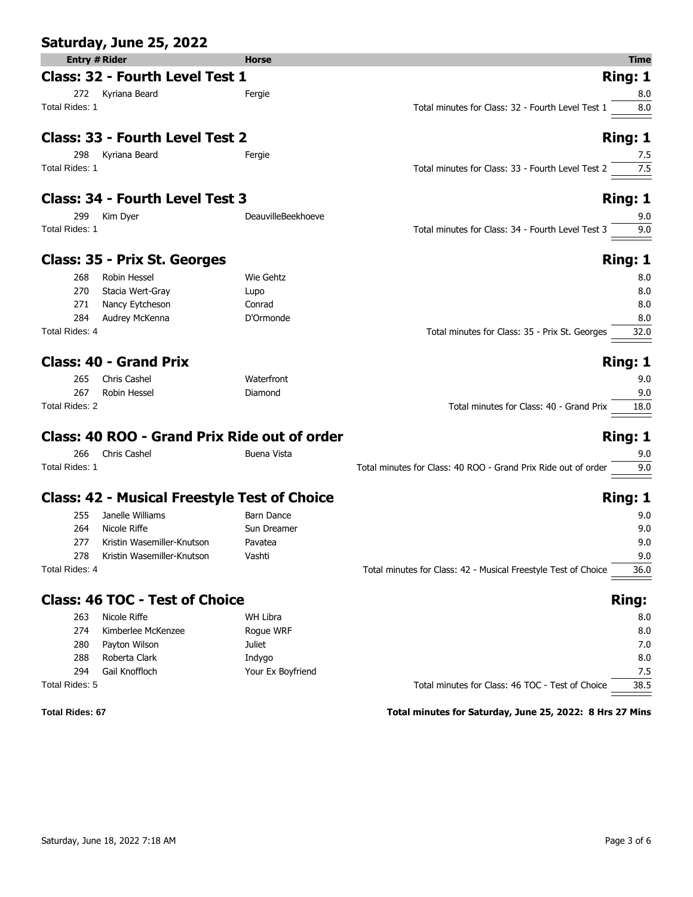## Saturday, June 25, 2022

| Entry # | Rider | Horse | Time |
|---|---|---|---|

### Class: 32 - Fourth Level Test 1 — Ring: 1

| Entry # | Rider | Horse | Time |
|---|---|---|---|
| 272 | Kyriana Beard | Fergie | 8.0 |

Total Rides: 1 — Total minutes for Class: 32 - Fourth Level Test 1: 8.0

### Class: 33 - Fourth Level Test 2 — Ring: 1

| Entry # | Rider | Horse | Time |
|---|---|---|---|
| 298 | Kyriana Beard | Fergie | 7.5 |

Total Rides: 1 — Total minutes for Class: 33 - Fourth Level Test 2: 7.5

### Class: 34 - Fourth Level Test 3 — Ring: 1

| Entry # | Rider | Horse | Time |
|---|---|---|---|
| 299 | Kim Dyer | DeauvilleBeekhoeve | 9.0 |

Total Rides: 1 — Total minutes for Class: 34 - Fourth Level Test 3: 9.0

### Class: 35 - Prix St. Georges — Ring: 1

| Entry # | Rider | Horse | Time |
|---|---|---|---|
| 268 | Robin Hessel | Wie Gehtz | 8.0 |
| 270 | Stacia Wert-Gray | Lupo | 8.0 |
| 271 | Nancy Eytcheson | Conrad | 8.0 |
| 284 | Audrey McKenna | D'Ormonde | 8.0 |

Total Rides: 4 — Total minutes for Class: 35 - Prix St. Georges: 32.0

### Class: 40 - Grand Prix — Ring: 1

| Entry # | Rider | Horse | Time |
|---|---|---|---|
| 265 | Chris Cashel | Waterfront | 9.0 |
| 267 | Robin Hessel | Diamond | 9.0 |

Total Rides: 2 — Total minutes for Class: 40 - Grand Prix: 18.0

### Class: 40 ROO - Grand Prix Ride out of order — Ring: 1

| Entry # | Rider | Horse | Time |
|---|---|---|---|
| 266 | Chris Cashel | Buena Vista | 9.0 |

Total Rides: 1 — Total minutes for Class: 40 ROO - Grand Prix Ride out of order: 9.0

### Class: 42 - Musical Freestyle Test of Choice — Ring: 1

| Entry # | Rider | Horse | Time |
|---|---|---|---|
| 255 | Janelle Williams | Barn Dance | 9.0 |
| 264 | Nicole Riffe | Sun Dreamer | 9.0 |
| 277 | Kristin Wasemiller-Knutson | Pavatea | 9.0 |
| 278 | Kristin Wasemiller-Knutson | Vashti | 9.0 |

Total Rides: 4 — Total minutes for Class: 42 - Musical Freestyle Test of Choice: 36.0

### Class: 46 TOC - Test of Choice — Ring:

| Entry # | Rider | Horse | Time |
|---|---|---|---|
| 263 | Nicole Riffe | WH Libra | 8.0 |
| 274 | Kimberlee McKenzee | Rogue WRF | 8.0 |
| 280 | Payton Wilson | Juliet | 7.0 |
| 288 | Roberta Clark | Indygo | 8.0 |
| 294 | Gail Knoffloch | Your Ex Boyfriend | 7.5 |

Total Rides: 5 — Total minutes for Class: 46 TOC - Test of Choice: 38.5

**Total Rides: 67** — **Total minutes for Saturday, June 25, 2022: 8 Hrs 27 Mins**

Saturday, June 18, 2022 7:18 AM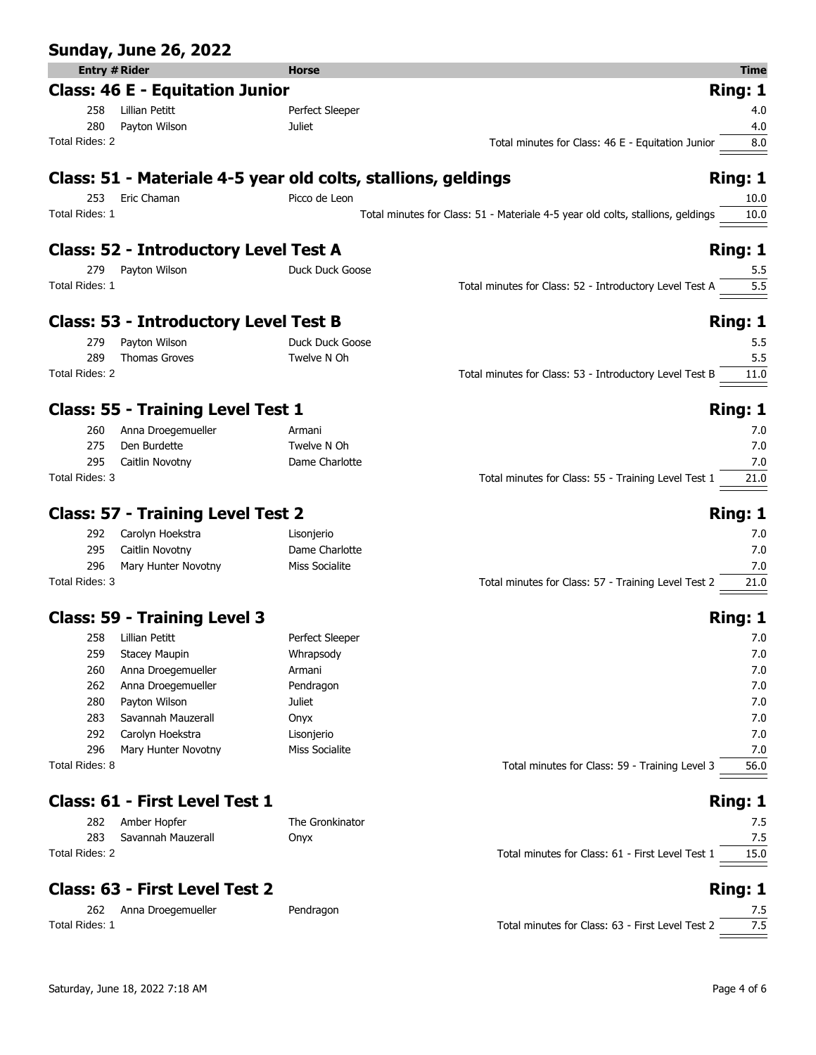## Sunday, June 26, 2022

### Class: 46 E - Equitation Junior — Ring: 1

| Entry # | Rider | Horse | Time |
|---|---|---|---|
| 258 | Lillian Petitt | Perfect Sleeper | 4.0 |
| 280 | Payton Wilson | Juliet | 4.0 |

Total Rides: 2 — Total minutes for Class: 46 E - Equitation Junior: 8.0

### Class: 51 - Materiale 4-5 year old colts, stallions, geldings — Ring: 1

| Entry # | Rider | Horse | Time |
|---|---|---|---|
| 253 | Eric Chaman | Picco de Leon | 10.0 |

Total Rides: 1 — Total minutes for Class: 51 - Materiale 4-5 year old colts, stallions, geldings: 10.0

### Class: 52 - Introductory Level Test A — Ring: 1

| Entry # | Rider | Horse | Time |
|---|---|---|---|
| 279 | Payton Wilson | Duck Duck Goose | 5.5 |

Total Rides: 1 — Total minutes for Class: 52 - Introductory Level Test A: 5.5

### Class: 53 - Introductory Level Test B — Ring: 1

| Entry # | Rider | Horse | Time |
|---|---|---|---|
| 279 | Payton Wilson | Duck Duck Goose | 5.5 |
| 289 | Thomas Groves | Twelve N Oh | 5.5 |

Total Rides: 2 — Total minutes for Class: 53 - Introductory Level Test B: 11.0

### Class: 55 - Training Level Test 1 — Ring: 1

| Entry # | Rider | Horse | Time |
|---|---|---|---|
| 260 | Anna Droegemueller | Armani | 7.0 |
| 275 | Den Burdette | Twelve N Oh | 7.0 |
| 295 | Caitlin Novotny | Dame Charlotte | 7.0 |

Total Rides: 3 — Total minutes for Class: 55 - Training Level Test 1: 21.0

### Class: 57 - Training Level Test 2 — Ring: 1

| Entry # | Rider | Horse | Time |
|---|---|---|---|
| 292 | Carolyn Hoekstra | Lisonjerio | 7.0 |
| 295 | Caitlin Novotny | Dame Charlotte | 7.0 |
| 296 | Mary Hunter Novotny | Miss Socialite | 7.0 |

Total Rides: 3 — Total minutes for Class: 57 - Training Level Test 2: 21.0

### Class: 59 - Training Level 3 — Ring: 1

| Entry # | Rider | Horse | Time |
|---|---|---|---|
| 258 | Lillian Petitt | Perfect Sleeper | 7.0 |
| 259 | Stacey Maupin | Whrapsody | 7.0 |
| 260 | Anna Droegemueller | Armani | 7.0 |
| 262 | Anna Droegemueller | Pendragon | 7.0 |
| 280 | Payton Wilson | Juliet | 7.0 |
| 283 | Savannah Mauzerall | Onyx | 7.0 |
| 292 | Carolyn Hoekstra | Lisonjerio | 7.0 |
| 296 | Mary Hunter Novotny | Miss Socialite | 7.0 |

Total Rides: 8 — Total minutes for Class: 59 - Training Level 3: 56.0

### Class: 61 - First Level Test 1 — Ring: 1

| Entry # | Rider | Horse | Time |
|---|---|---|---|
| 282 | Amber Hopfer | The Gronkinator | 7.5 |
| 283 | Savannah Mauzerall | Onyx | 7.5 |

Total Rides: 2 — Total minutes for Class: 61 - First Level Test 1: 15.0

### Class: 63 - First Level Test 2 — Ring: 1

| Entry # | Rider | Horse | Time |
|---|---|---|---|
| 262 | Anna Droegemueller | Pendragon | 7.5 |

Total Rides: 1 — Total minutes for Class: 63 - First Level Test 2: 7.5

Saturday, June 18, 2022 7:18 AM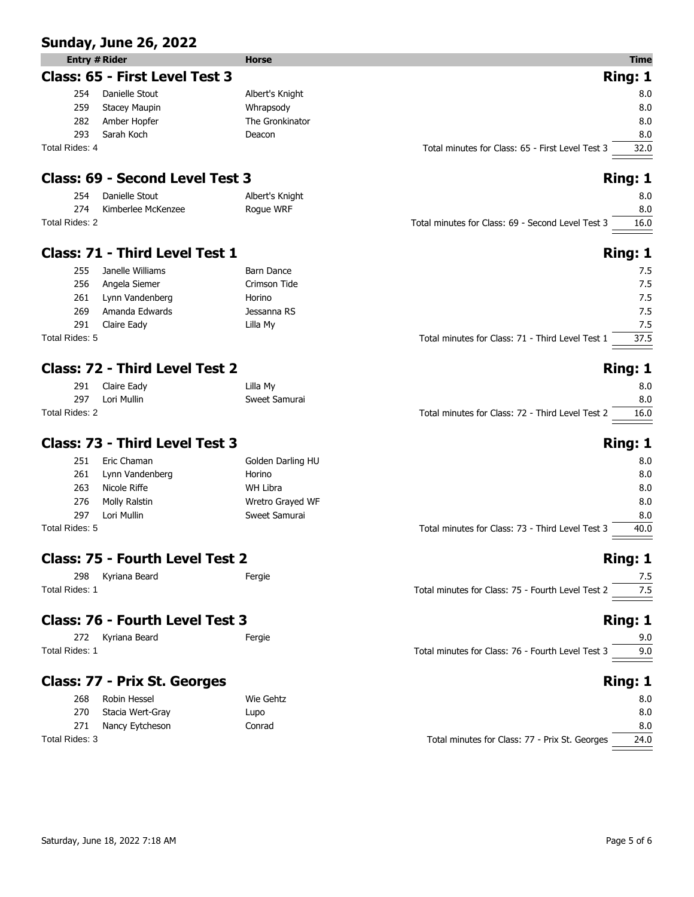## Sunday, June 26, 2022

### Class: 65 - First Level Test 3 — Ring: 1

| Entry # | Rider | Horse | Time |
|---|---|---|---|
| 254 | Danielle Stout | Albert's Knight | 8.0 |
| 259 | Stacey Maupin | Whrapsody | 8.0 |
| 282 | Amber Hopfer | The Gronkinator | 8.0 |
| 293 | Sarah Koch | Deacon | 8.0 |

Total Rides: 4 — Total minutes for Class: 65 - First Level Test 3: 32.0

### Class: 69 - Second Level Test 3 — Ring: 1

| Entry # | Rider | Horse | Time |
|---|---|---|---|
| 254 | Danielle Stout | Albert's Knight | 8.0 |
| 274 | Kimberlee McKenzee | Rogue WRF | 8.0 |

Total Rides: 2 — Total minutes for Class: 69 - Second Level Test 3: 16.0

### Class: 71 - Third Level Test 1 — Ring: 1

| Entry # | Rider | Horse | Time |
|---|---|---|---|
| 255 | Janelle Williams | Barn Dance | 7.5 |
| 256 | Angela Siemer | Crimson Tide | 7.5 |
| 261 | Lynn Vandenberg | Horino | 7.5 |
| 269 | Amanda Edwards | Jessanna RS | 7.5 |
| 291 | Claire Eady | Lilla My | 7.5 |

Total Rides: 5 — Total minutes for Class: 71 - Third Level Test 1: 37.5

### Class: 72 - Third Level Test 2 — Ring: 1

| Entry # | Rider | Horse | Time |
|---|---|---|---|
| 291 | Claire Eady | Lilla My | 8.0 |
| 297 | Lori Mullin | Sweet Samurai | 8.0 |

Total Rides: 2 — Total minutes for Class: 72 - Third Level Test 2: 16.0

### Class: 73 - Third Level Test 3 — Ring: 1

| Entry # | Rider | Horse | Time |
|---|---|---|---|
| 251 | Eric Chaman | Golden Darling HU | 8.0 |
| 261 | Lynn Vandenberg | Horino | 8.0 |
| 263 | Nicole Riffe | WH Libra | 8.0 |
| 276 | Molly Ralstin | Wretro Grayed WF | 8.0 |
| 297 | Lori Mullin | Sweet Samurai | 8.0 |

Total Rides: 5 — Total minutes for Class: 73 - Third Level Test 3: 40.0

### Class: 75 - Fourth Level Test 2 — Ring: 1

| Entry # | Rider | Horse | Time |
|---|---|---|---|
| 298 | Kyriana Beard | Fergie | 7.5 |

Total Rides: 1 — Total minutes for Class: 75 - Fourth Level Test 2: 7.5

### Class: 76 - Fourth Level Test 3 — Ring: 1

| Entry # | Rider | Horse | Time |
|---|---|---|---|
| 272 | Kyriana Beard | Fergie | 9.0 |

Total Rides: 1 — Total minutes for Class: 76 - Fourth Level Test 3: 9.0

### Class: 77 - Prix St. Georges — Ring: 1

| Entry # | Rider | Horse | Time |
|---|---|---|---|
| 268 | Robin Hessel | Wie Gehtz | 8.0 |
| 270 | Stacia Wert-Gray | Lupo | 8.0 |
| 271 | Nancy Eytcheson | Conrad | 8.0 |

Total Rides: 3 — Total minutes for Class: 77 - Prix St. Georges: 24.0

Saturday, June 18, 2022 7:18 AM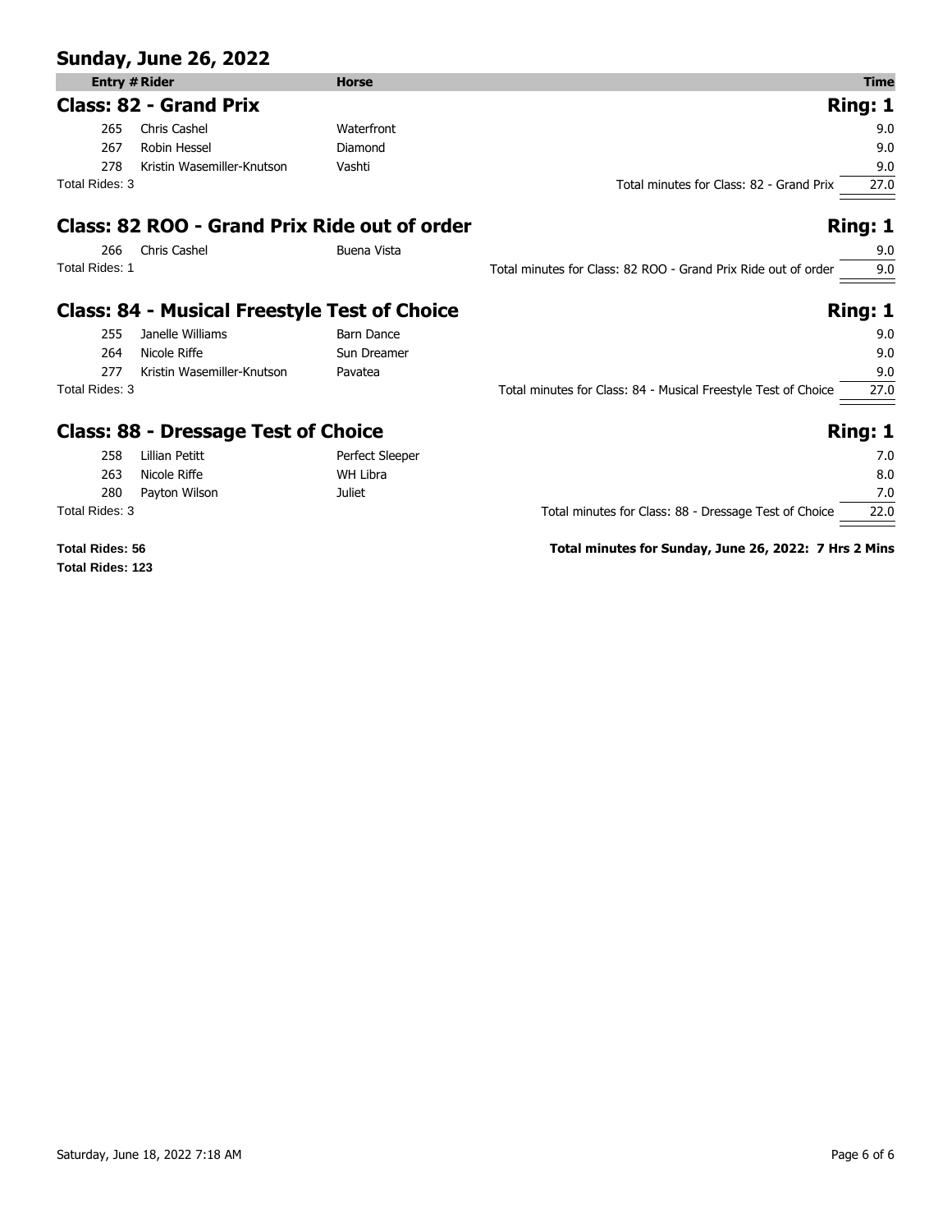## Sunday, June 26, 2022

| Entry # | Rider | Horse | Time |
|---|---|---|---|

### Class: 82 - Grand Prix — Ring: 1

| Entry # | Rider | Horse | Time |
|---|---|---|---|
| 265 | Chris Cashel | Waterfront | 9.0 |
| 267 | Robin Hessel | Diamond | 9.0 |
| 278 | Kristin Wasemiller-Knutson | Vashti | 9.0 |

Total Rides: 3 — Total minutes for Class: 82 - Grand Prix: 27.0

### Class: 82 ROO - Grand Prix Ride out of order — Ring: 1

| Entry # | Rider | Horse | Time |
|---|---|---|---|
| 266 | Chris Cashel | Buena Vista | 9.0 |

Total Rides: 1 — Total minutes for Class: 82 ROO - Grand Prix Ride out of order: 9.0

### Class: 84 - Musical Freestyle Test of Choice — Ring: 1

| Entry # | Rider | Horse | Time |
|---|---|---|---|
| 255 | Janelle Williams | Barn Dance | 9.0 |
| 264 | Nicole Riffe | Sun Dreamer | 9.0 |
| 277 | Kristin Wasemiller-Knutson | Pavatea | 9.0 |

Total Rides: 3 — Total minutes for Class: 84 - Musical Freestyle Test of Choice: 27.0

### Class: 88 - Dressage Test of Choice — Ring: 1

| Entry # | Rider | Horse | Time |
|---|---|---|---|
| 258 | Lillian Petitt | Perfect Sleeper | 7.0 |
| 263 | Nicole Riffe | WH Libra | 8.0 |
| 280 | Payton Wilson | Juliet | 7.0 |

Total Rides: 3 — Total minutes for Class: 88 - Dressage Test of Choice: 22.0

**Total Rides: 56** — **Total minutes for Sunday, June 26, 2022: 7 Hrs 2 Mins**

**Total Rides: 123**

Saturday, June 18, 2022 7:18 AM